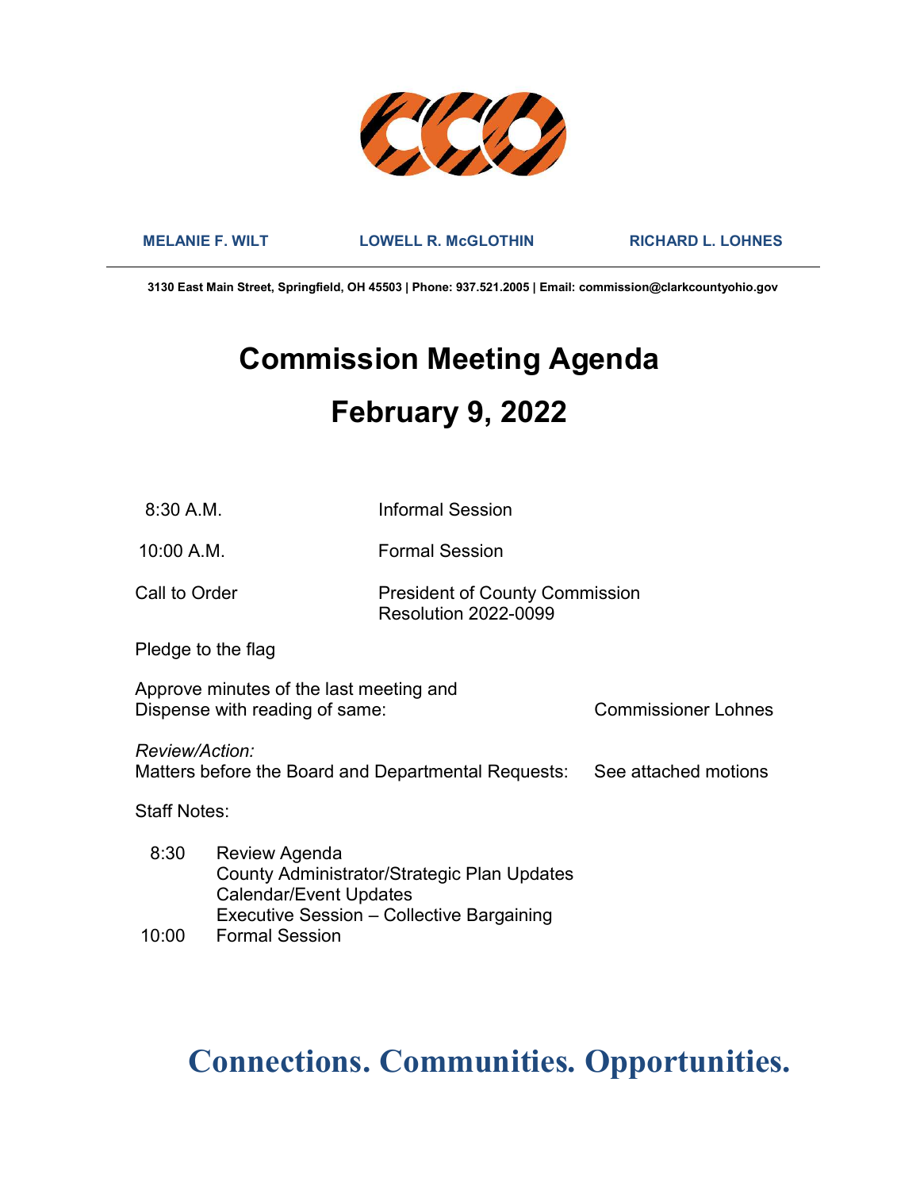**MELANIE F. WILT** | **LOWELL R. McGLOTHIN** | **RICHARD L. LOHNES**

**3130 East Main Street, Springfield, OH 45503 | Phone: 937.521.2005 | Email: commission@clarkcountyohio.gov**

# Commission Meeting Agenda

# February 9, 2022

8:30 A.M. Informal Session

10:00 A.M. Formal Session

Call to Order — President of County Commission
Resolution 2022-0099

Pledge to the flag

Approve minutes of the last meeting and
Dispense with reading of same: Commissioner Lohnes

*Review/Action:*
Matters before the Board and Departmental Requests: See attached motions

Staff Notes:

8:30 Review Agenda
County Administrator/Strategic Plan Updates
Calendar/Event Updates
Executive Session – Collective Bargaining

10:00 Formal Session

**Connections. Communities. Opportunities.**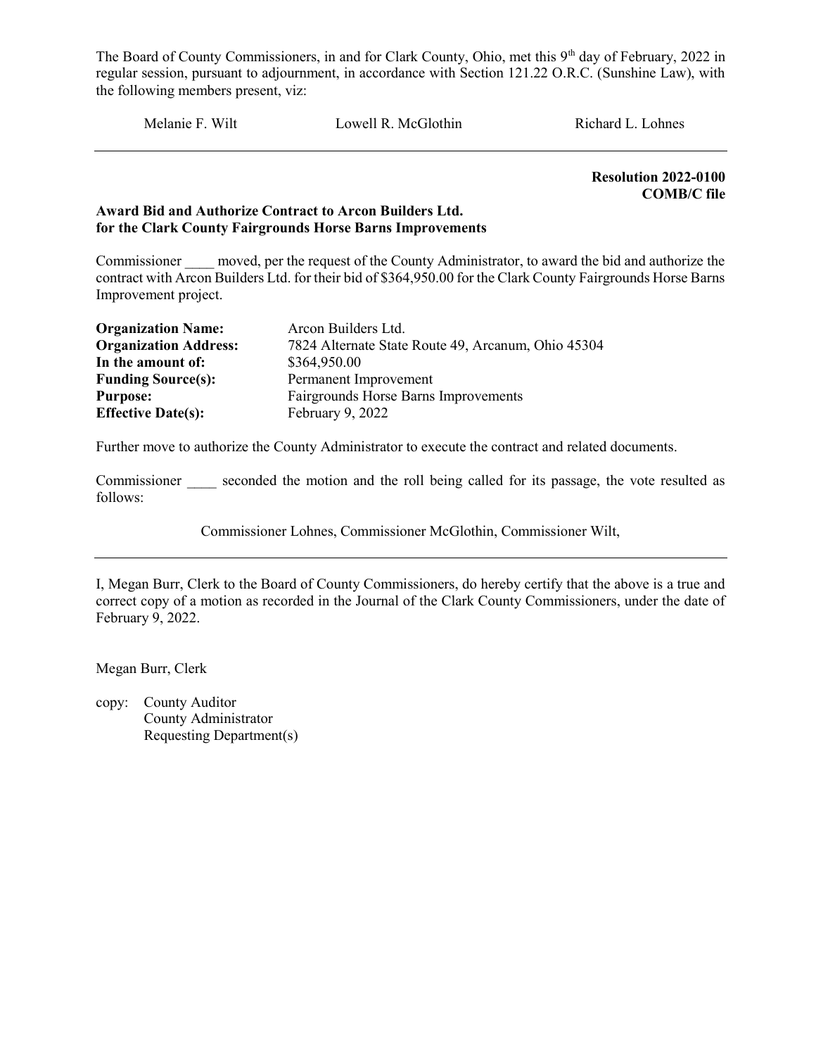The Board of County Commissioners, in and for Clark County, Ohio, met this 9th day of February, 2022 in regular session, pursuant to adjournment, in accordance with Section 121.22 O.R.C. (Sunshine Law), with the following members present, viz:

Melanie F. Wilt          Lowell R. McGlothin          Richard L. Lohnes

---

**Resolution 2022-0100**
**COMB/C file**

**Award Bid and Authorize Contract to Arcon Builders Ltd. for the Clark County Fairgrounds Horse Barns Improvements**

Commissioner ____ moved, per the request of the County Administrator, to award the bid and authorize the contract with Arcon Builders Ltd. for their bid of $364,950.00 for the Clark County Fairgrounds Horse Barns Improvement project.

| | |
|---|---|
| **Organization Name:** | Arcon Builders Ltd. |
| **Organization Address:** | 7824 Alternate State Route 49, Arcanum, Ohio 45304 |
| **In the amount of:** | $364,950.00 |
| **Funding Source(s):** | Permanent Improvement |
| **Purpose:** | Fairgrounds Horse Barns Improvements |
| **Effective Date(s):** | February 9, 2022 |

Further move to authorize the County Administrator to execute the contract and related documents.

Commissioner ____ seconded the motion and the roll being called for its passage, the vote resulted as follows:

Commissioner Lohnes, Commissioner McGlothin, Commissioner Wilt,

---

I, Megan Burr, Clerk to the Board of County Commissioners, do hereby certify that the above is a true and correct copy of a motion as recorded in the Journal of the Clark County Commissioners, under the date of February 9, 2022.

Megan Burr, Clerk

copy: County Auditor
County Administrator
Requesting Department(s)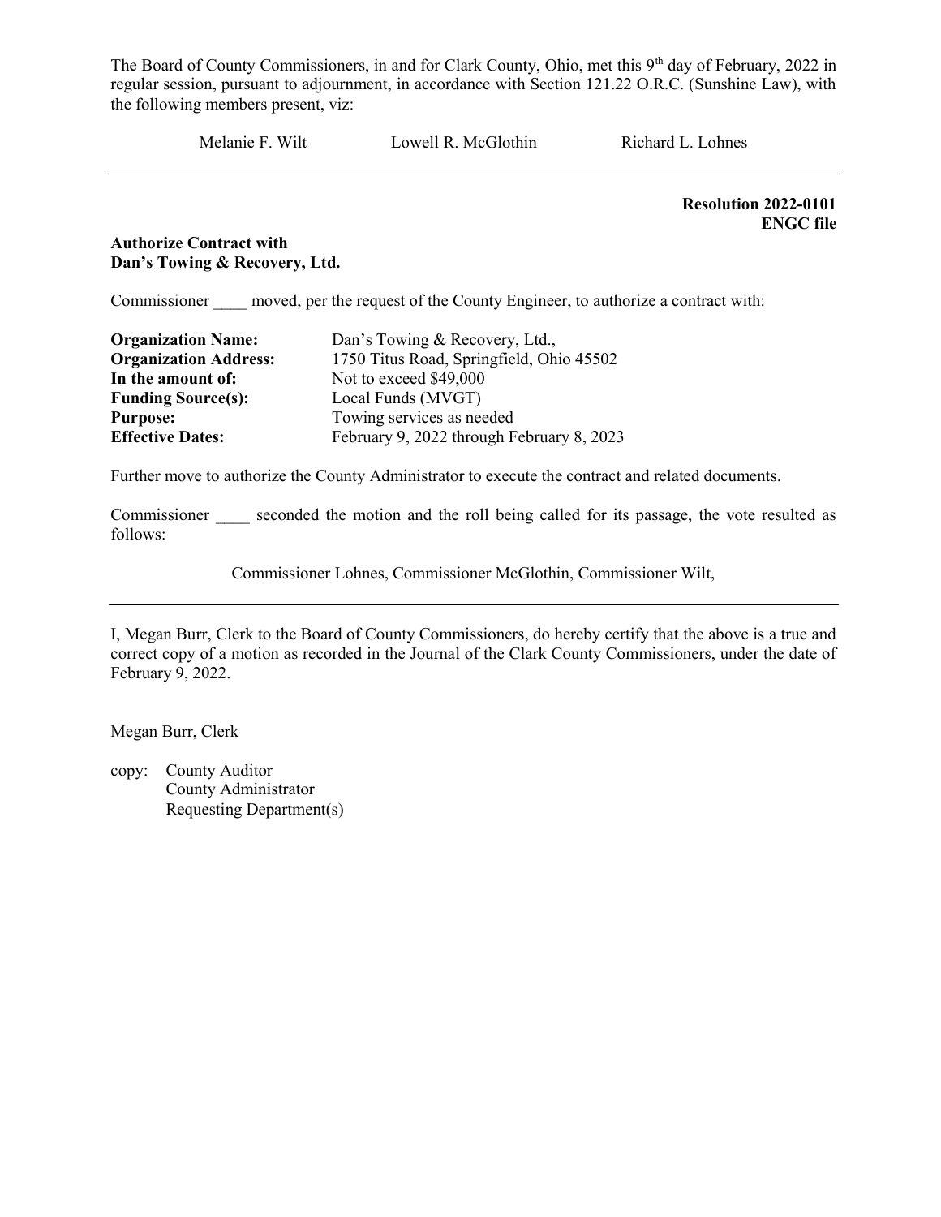The Board of County Commissioners, in and for Clark County, Ohio, met this 9th day of February, 2022 in regular session, pursuant to adjournment, in accordance with Section 121.22 O.R.C. (Sunshine Law), with the following members present, viz:

Melanie F. Wilt    Lowell R. McGlothin    Richard L. Lohnes

---

**Resolution 2022-0101**
**ENGC file**

**Authorize Contract with**
**Dan's Towing & Recovery, Ltd.**

Commissioner ____ moved, per the request of the County Engineer, to authorize a contract with:

| | |
|---|---|
| **Organization Name:** | Dan's Towing & Recovery, Ltd., |
| **Organization Address:** | 1750 Titus Road, Springfield, Ohio 45502 |
| **In the amount of:** | Not to exceed $49,000 |
| **Funding Source(s):** | Local Funds (MVGT) |
| **Purpose:** | Towing services as needed |
| **Effective Dates:** | February 9, 2022 through February 8, 2023 |

Further move to authorize the County Administrator to execute the contract and related documents.

Commissioner ____ seconded the motion and the roll being called for its passage, the vote resulted as follows:

Commissioner Lohnes, Commissioner McGlothin, Commissioner Wilt,

---

I, Megan Burr, Clerk to the Board of County Commissioners, do hereby certify that the above is a true and correct copy of a motion as recorded in the Journal of the Clark County Commissioners, under the date of February 9, 2022.

Megan Burr, Clerk

copy: County Auditor
County Administrator
Requesting Department(s)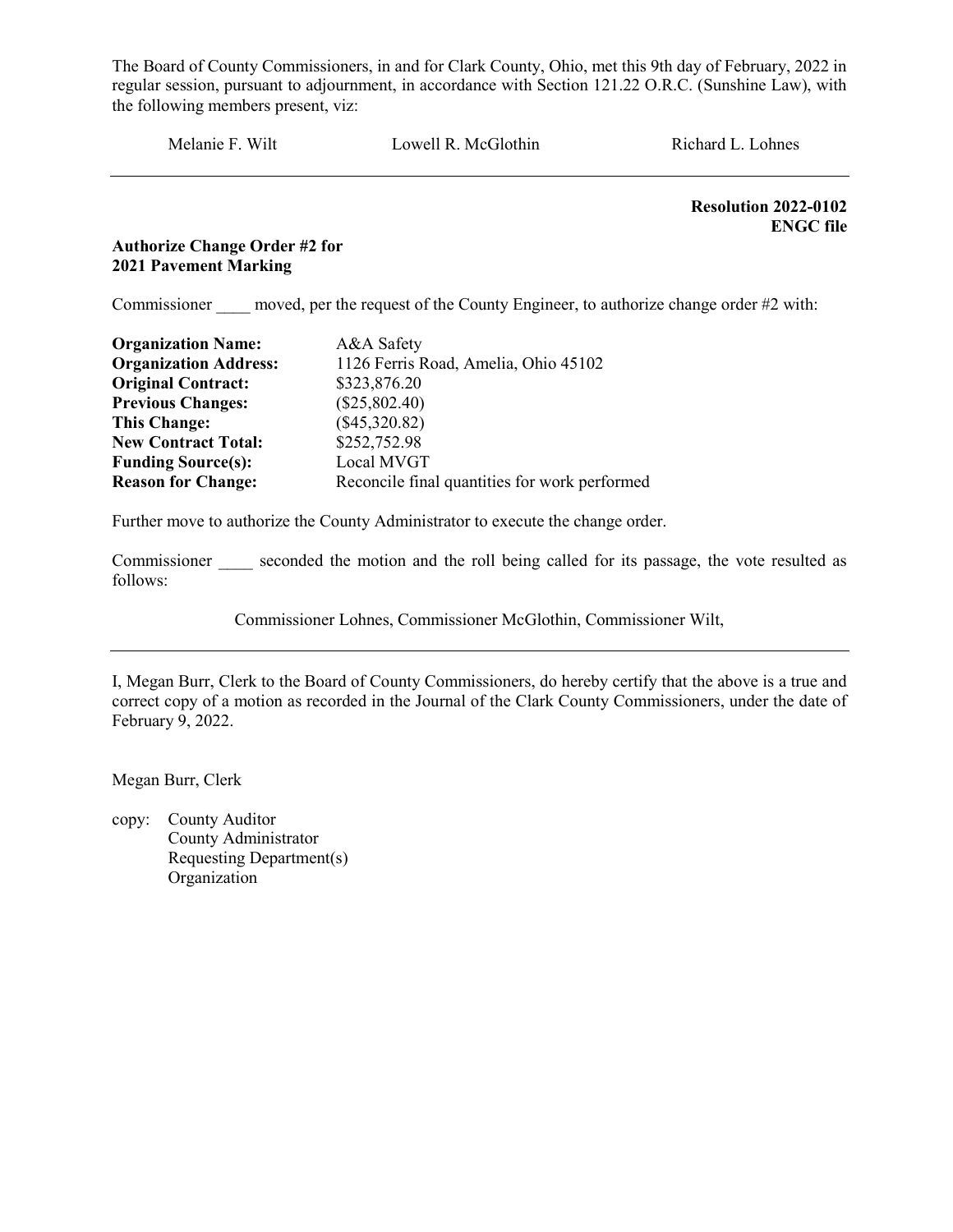The Board of County Commissioners, in and for Clark County, Ohio, met this 9th day of February, 2022 in regular session, pursuant to adjournment, in accordance with Section 121.22 O.R.C. (Sunshine Law), with the following members present, viz:

Melanie F. Wilt Lowell R. McGlothin Richard L. Lohnes

---

**Resolution 2022-0102**
**ENGC file**

**Authorize Change Order #2 for 2021 Pavement Marking**

Commissioner ____ moved, per the request of the County Engineer, to authorize change order #2 with:

| | |
|---|---|
| **Organization Name:** | A&A Safety |
| **Organization Address:** | 1126 Ferris Road, Amelia, Ohio 45102 |
| **Original Contract:** | $323,876.20 |
| **Previous Changes:** | ($25,802.40) |
| **This Change:** | ($45,320.82) |
| **New Contract Total:** | $252,752.98 |
| **Funding Source(s):** | Local MVGT |
| **Reason for Change:** | Reconcile final quantities for work performed |

Further move to authorize the County Administrator to execute the change order.

Commissioner ____ seconded the motion and the roll being called for its passage, the vote resulted as follows:

Commissioner Lohnes, Commissioner McGlothin, Commissioner Wilt,

---

I, Megan Burr, Clerk to the Board of County Commissioners, do hereby certify that the above is a true and correct copy of a motion as recorded in the Journal of the Clark County Commissioners, under the date of February 9, 2022.

Megan Burr, Clerk

copy: County Auditor
County Administrator
Requesting Department(s)
Organization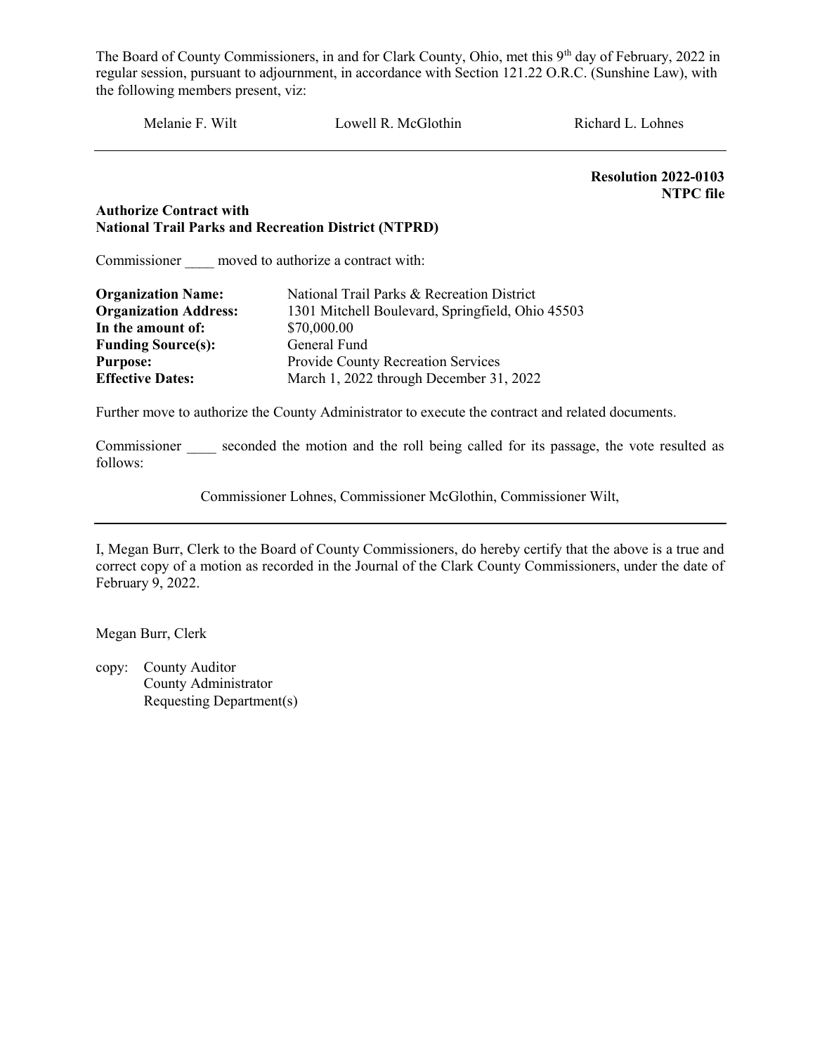The Board of County Commissioners, in and for Clark County, Ohio, met this 9th day of February, 2022 in regular session, pursuant to adjournment, in accordance with Section 121.22 O.R.C. (Sunshine Law), with the following members present, viz:

Melanie F. Wilt    Lowell R. McGlothin    Richard L. Lohnes

---

**Resolution 2022-0103**
**NTPC file**

**Authorize Contract with**
**National Trail Parks and Recreation District (NTPRD)**

Commissioner ____ moved to authorize a contract with:

| | |
|---|---|
| **Organization Name:** | National Trail Parks & Recreation District |
| **Organization Address:** | 1301 Mitchell Boulevard, Springfield, Ohio 45503 |
| **In the amount of:** | $70,000.00 |
| **Funding Source(s):** | General Fund |
| **Purpose:** | Provide County Recreation Services |
| **Effective Dates:** | March 1, 2022 through December 31, 2022 |

Further move to authorize the County Administrator to execute the contract and related documents.

Commissioner ____ seconded the motion and the roll being called for its passage, the vote resulted as follows:

Commissioner Lohnes, Commissioner McGlothin, Commissioner Wilt,

---

I, Megan Burr, Clerk to the Board of County Commissioners, do hereby certify that the above is a true and correct copy of a motion as recorded in the Journal of the Clark County Commissioners, under the date of February 9, 2022.

Megan Burr, Clerk

copy: County Auditor
County Administrator
Requesting Department(s)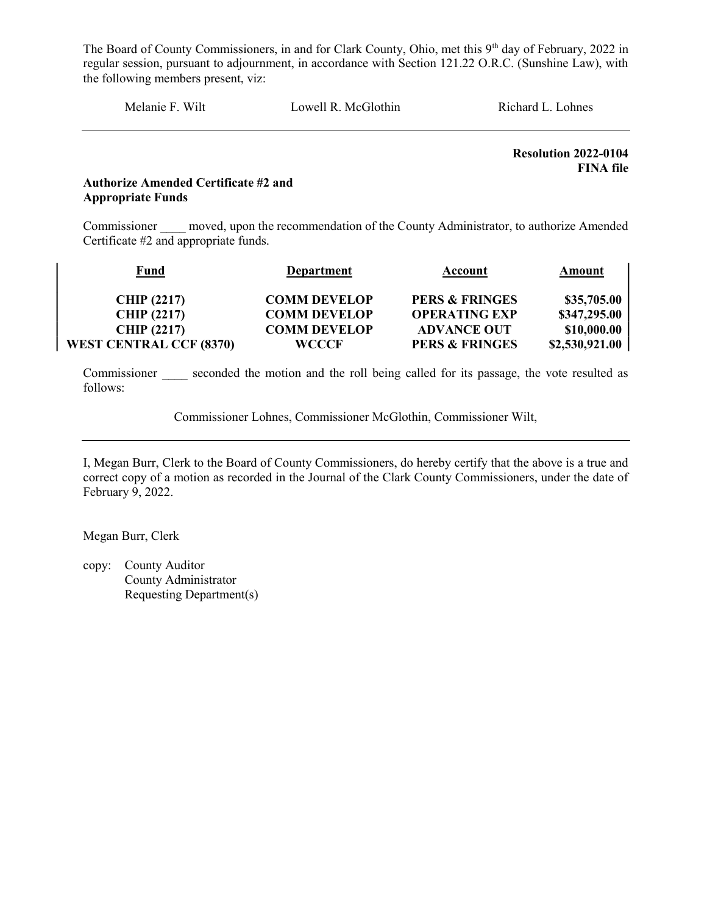The Board of County Commissioners, in and for Clark County, Ohio, met this 9th day of February, 2022 in regular session, pursuant to adjournment, in accordance with Section 121.22 O.R.C. (Sunshine Law), with the following members present, viz:

Melanie F. Wilt          Lowell R. McGlothin          Richard L. Lohnes

---

**Resolution 2022-0104**
**FINA file**

**Authorize Amended Certificate #2 and Appropriate Funds**

Commissioner ____ moved, upon the recommendation of the County Administrator, to authorize Amended Certificate #2 and appropriate funds.

| Fund | Department | Account | Amount |
|---|---|---|---|
| **CHIP (2217)** | **COMM DEVELOP** | **PERS & FRINGES** | **$35,705.00** |
| **CHIP (2217)** | **COMM DEVELOP** | **OPERATING EXP** | **$347,295.00** |
| **CHIP (2217)** | **COMM DEVELOP** | **ADVANCE OUT** | **$10,000.00** |
| **WEST CENTRAL CCF (8370)** | **WCCCF** | **PERS & FRINGES** | **$2,530,921.00** |

Commissioner ____ seconded the motion and the roll being called for its passage, the vote resulted as follows:

Commissioner Lohnes, Commissioner McGlothin, Commissioner Wilt,

---

I, Megan Burr, Clerk to the Board of County Commissioners, do hereby certify that the above is a true and correct copy of a motion as recorded in the Journal of the Clark County Commissioners, under the date of February 9, 2022.

Megan Burr, Clerk

copy: County Auditor
County Administrator
Requesting Department(s)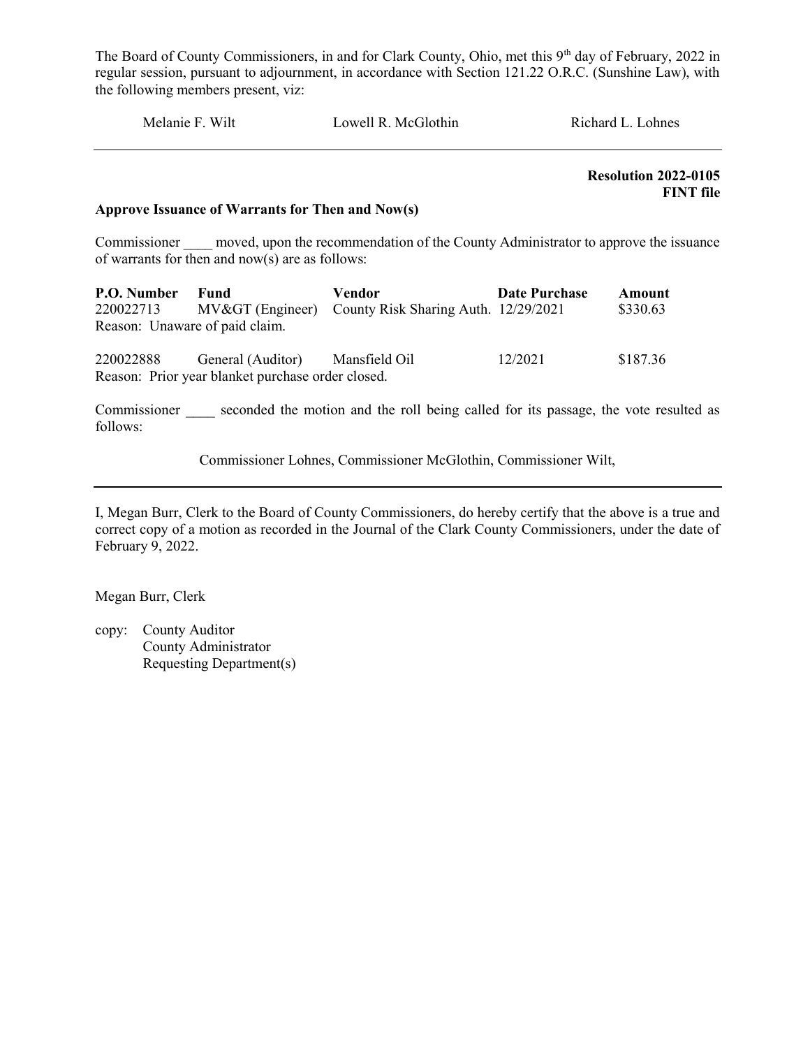The Board of County Commissioners, in and for Clark County, Ohio, met this 9th day of February, 2022 in regular session, pursuant to adjournment, in accordance with Section 121.22 O.R.C. (Sunshine Law), with the following members present, viz:

Melanie F. Wilt Lowell R. McGlothin Richard L. Lohnes

---

**Resolution 2022-0105**
**FINT file**

**Approve Issuance of Warrants for Then and Now(s)**

Commissioner ____ moved, upon the recommendation of the County Administrator to approve the issuance of warrants for then and now(s) are as follows:

| P.O. Number | Fund | Vendor | Date Purchase | Amount |
|---|---|---|---|---|
| 220022713 | MV&GT (Engineer) | County Risk Sharing Auth. | 12/29/2021 | $330.63 |

Reason: Unaware of paid claim.

| P.O. Number | Fund | Vendor | Date Purchase | Amount |
|---|---|---|---|---|
| 220022888 | General (Auditor) | Mansfield Oil | 12/2021 | $187.36 |

Reason: Prior year blanket purchase order closed.

Commissioner ____ seconded the motion and the roll being called for its passage, the vote resulted as follows:

Commissioner Lohnes, Commissioner McGlothin, Commissioner Wilt,

---

I, Megan Burr, Clerk to the Board of County Commissioners, do hereby certify that the above is a true and correct copy of a motion as recorded in the Journal of the Clark County Commissioners, under the date of February 9, 2022.

Megan Burr, Clerk

copy: County Auditor
County Administrator
Requesting Department(s)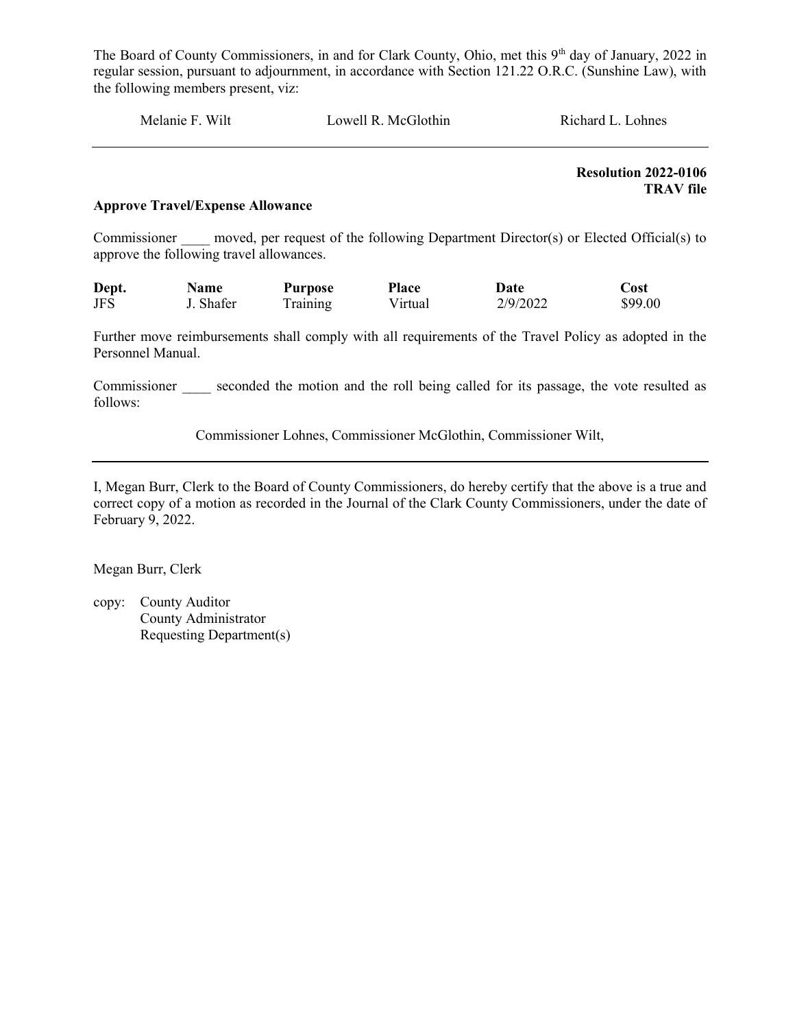The Board of County Commissioners, in and for Clark County, Ohio, met this 9th day of January, 2022 in regular session, pursuant to adjournment, in accordance with Section 121.22 O.R.C. (Sunshine Law), with the following members present, viz:

Melanie F. Wilt Lowell R. McGlothin Richard L. Lohnes

---

**Resolution 2022-0106**
**TRAV file**

**Approve Travel/Expense Allowance**

Commissioner ____ moved, per request of the following Department Director(s) or Elected Official(s) to approve the following travel allowances.

| Dept. | Name | Purpose | Place | Date | Cost |
|---|---|---|---|---|---|
| JFS | J. Shafer | Training | Virtual | 2/9/2022 | $99.00 |

Further move reimbursements shall comply with all requirements of the Travel Policy as adopted in the Personnel Manual.

Commissioner ____ seconded the motion and the roll being called for its passage, the vote resulted as follows:

Commissioner Lohnes, Commissioner McGlothin, Commissioner Wilt,

---

I, Megan Burr, Clerk to the Board of County Commissioners, do hereby certify that the above is a true and correct copy of a motion as recorded in the Journal of the Clark County Commissioners, under the date of February 9, 2022.

Megan Burr, Clerk

copy: County Auditor
County Administrator
Requesting Department(s)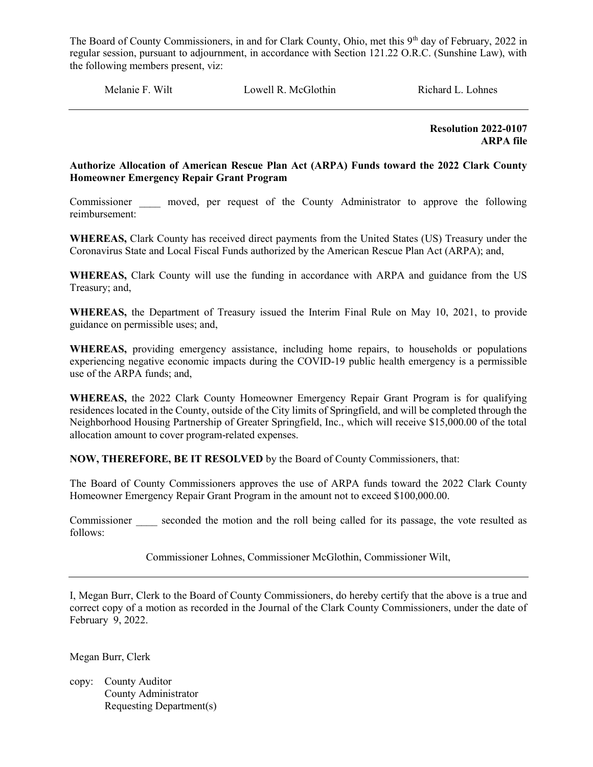The Board of County Commissioners, in and for Clark County, Ohio, met this 9th day of February, 2022 in regular session, pursuant to adjournment, in accordance with Section 121.22 O.R.C. (Sunshine Law), with the following members present, viz:

Melanie F. Wilt        Lowell R. McGlothin        Richard L. Lohnes

---

**Resolution 2022-0107**
**ARPA file**

**Authorize Allocation of American Rescue Plan Act (ARPA) Funds toward the 2022 Clark County Homeowner Emergency Repair Grant Program**

Commissioner ____ moved, per request of the County Administrator to approve the following reimbursement:

**WHEREAS,** Clark County has received direct payments from the United States (US) Treasury under the Coronavirus State and Local Fiscal Funds authorized by the American Rescue Plan Act (ARPA); and,

**WHEREAS,** Clark County will use the funding in accordance with ARPA and guidance from the US Treasury; and,

**WHEREAS,** the Department of Treasury issued the Interim Final Rule on May 10, 2021, to provide guidance on permissible uses; and,

**WHEREAS,** providing emergency assistance, including home repairs, to households or populations experiencing negative economic impacts during the COVID-19 public health emergency is a permissible use of the ARPA funds; and,

**WHEREAS,** the 2022 Clark County Homeowner Emergency Repair Grant Program is for qualifying residences located in the County, outside of the City limits of Springfield, and will be completed through the Neighborhood Housing Partnership of Greater Springfield, Inc., which will receive $15,000.00 of the total allocation amount to cover program-related expenses.

**NOW, THEREFORE, BE IT RESOLVED** by the Board of County Commissioners, that:

The Board of County Commissioners approves the use of ARPA funds toward the 2022 Clark County Homeowner Emergency Repair Grant Program in the amount not to exceed $100,000.00.

Commissioner ____ seconded the motion and the roll being called for its passage, the vote resulted as follows:

Commissioner Lohnes, Commissioner McGlothin, Commissioner Wilt,

---

I, Megan Burr, Clerk to the Board of County Commissioners, do hereby certify that the above is a true and correct copy of a motion as recorded in the Journal of the Clark County Commissioners, under the date of February 9, 2022.

Megan Burr, Clerk

copy: County Auditor
County Administrator
Requesting Department(s)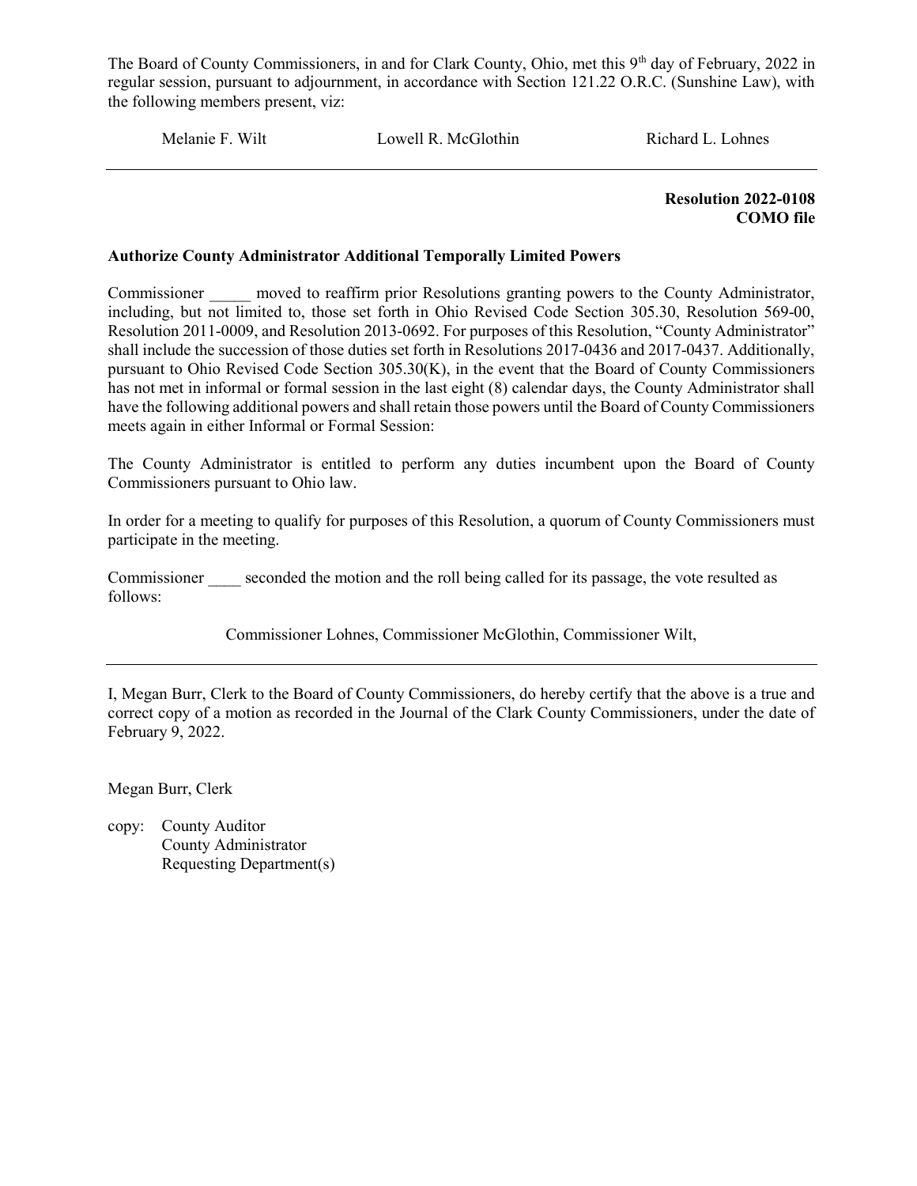The Board of County Commissioners, in and for Clark County, Ohio, met this 9th day of February, 2022 in regular session, pursuant to adjournment, in accordance with Section 121.22 O.R.C. (Sunshine Law), with the following members present, viz:

Melanie F. Wilt     Lowell R. McGlothin     Richard L. Lohnes

---

**Resolution 2022-0108**
**COMO file**

**Authorize County Administrator Additional Temporally Limited Powers**

Commissioner _____ moved to reaffirm prior Resolutions granting powers to the County Administrator, including, but not limited to, those set forth in Ohio Revised Code Section 305.30, Resolution 569-00, Resolution 2011-0009, and Resolution 2013-0692. For purposes of this Resolution, "County Administrator" shall include the succession of those duties set forth in Resolutions 2017-0436 and 2017-0437. Additionally, pursuant to Ohio Revised Code Section 305.30(K), in the event that the Board of County Commissioners has not met in informal or formal session in the last eight (8) calendar days, the County Administrator shall have the following additional powers and shall retain those powers until the Board of County Commissioners meets again in either Informal or Formal Session:

The County Administrator is entitled to perform any duties incumbent upon the Board of County Commissioners pursuant to Ohio law.

In order for a meeting to qualify for purposes of this Resolution, a quorum of County Commissioners must participate in the meeting.

Commissioner ____ seconded the motion and the roll being called for its passage, the vote resulted as follows:

Commissioner Lohnes, Commissioner McGlothin, Commissioner Wilt,

---

I, Megan Burr, Clerk to the Board of County Commissioners, do hereby certify that the above is a true and correct copy of a motion as recorded in the Journal of the Clark County Commissioners, under the date of February 9, 2022.

Megan Burr, Clerk

copy: County Auditor
County Administrator
Requesting Department(s)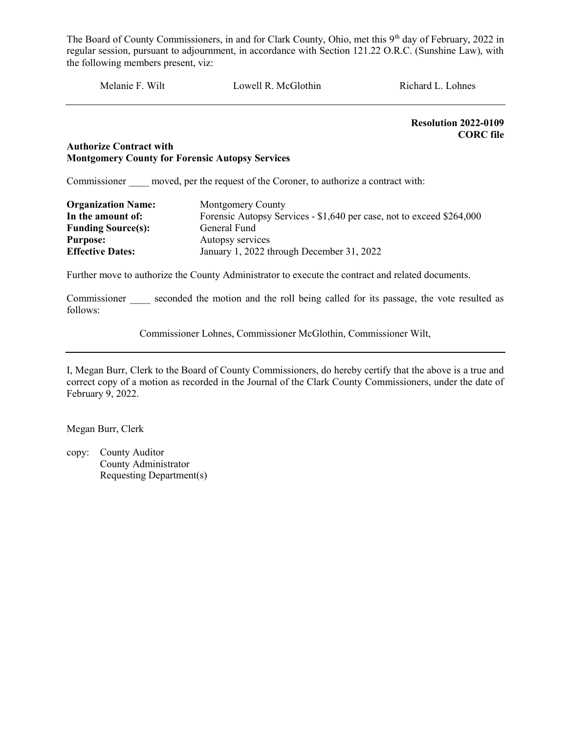The Board of County Commissioners, in and for Clark County, Ohio, met this 9th day of February, 2022 in regular session, pursuant to adjournment, in accordance with Section 121.22 O.R.C. (Sunshine Law), with the following members present, viz:

Melanie F. Wilt     Lowell R. McGlothin     Richard L. Lohnes

---

**Resolution 2022-0109**
**CORC file**

**Authorize Contract with**
**Montgomery County for Forensic Autopsy Services**

Commissioner ____ moved, per the request of the Coroner, to authorize a contract with:

| | |
|---|---|
| **Organization Name:** | Montgomery County |
| **In the amount of:** | Forensic Autopsy Services - $1,640 per case, not to exceed $264,000 |
| **Funding Source(s):** | General Fund |
| **Purpose:** | Autopsy services |
| **Effective Dates:** | January 1, 2022 through December 31, 2022 |

Further move to authorize the County Administrator to execute the contract and related documents.

Commissioner ____ seconded the motion and the roll being called for its passage, the vote resulted as follows:

Commissioner Lohnes, Commissioner McGlothin, Commissioner Wilt,

---

I, Megan Burr, Clerk to the Board of County Commissioners, do hereby certify that the above is a true and correct copy of a motion as recorded in the Journal of the Clark County Commissioners, under the date of February 9, 2022.

Megan Burr, Clerk

copy: County Auditor
County Administrator
Requesting Department(s)